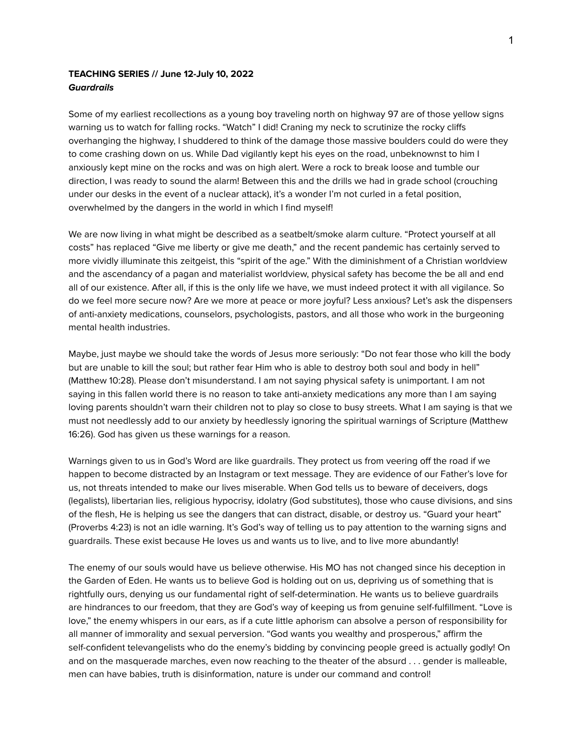**TEACHING SERIES // June 12-July 10, 2022**
***Guardrails***

Some of my earliest recollections as a young boy traveling north on highway 97 are of those yellow signs warning us to watch for falling rocks. "Watch" I did! Craning my neck to scrutinize the rocky cliffs overhanging the highway, I shuddered to think of the damage those massive boulders could do were they to come crashing down on us. While Dad vigilantly kept his eyes on the road, unbeknownst to him I anxiously kept mine on the rocks and was on high alert. Were a rock to break loose and tumble our direction, I was ready to sound the alarm! Between this and the drills we had in grade school (crouching under our desks in the event of a nuclear attack), it's a wonder I'm not curled in a fetal position, overwhelmed by the dangers in the world in which I find myself!

We are now living in what might be described as a seatbelt/smoke alarm culture. "Protect yourself at all costs" has replaced "Give me liberty or give me death," and the recent pandemic has certainly served to more vividly illuminate this zeitgeist, this "spirit of the age." With the diminishment of a Christian worldview and the ascendancy of a pagan and materialist worldview, physical safety has become the be all and end all of our existence. After all, if this is the only life we have, we must indeed protect it with all vigilance. So do we feel more secure now? Are we more at peace or more joyful? Less anxious? Let's ask the dispensers of anti-anxiety medications, counselors, psychologists, pastors, and all those who work in the burgeoning mental health industries.

Maybe, just maybe we should take the words of Jesus more seriously: "Do not fear those who kill the body but are unable to kill the soul; but rather fear Him who is able to destroy both soul and body in hell" (Matthew 10:28). Please don't misunderstand. I am not saying physical safety is unimportant. I am not saying in this fallen world there is no reason to take anti-anxiety medications any more than I am saying loving parents shouldn't warn their children not to play so close to busy streets. What I am saying is that we must not needlessly add to our anxiety by heedlessly ignoring the spiritual warnings of Scripture (Matthew 16:26). God has given us these warnings for a reason.

Warnings given to us in God's Word are like guardrails. They protect us from veering off the road if we happen to become distracted by an Instagram or text message. They are evidence of our Father's love for us, not threats intended to make our lives miserable. When God tells us to beware of deceivers, dogs (legalists), libertarian lies, religious hypocrisy, idolatry (God substitutes), those who cause divisions, and sins of the flesh, He is helping us see the dangers that can distract, disable, or destroy us. "Guard your heart" (Proverbs 4:23) is not an idle warning. It's God's way of telling us to pay attention to the warning signs and guardrails. These exist because He loves us and wants us to live, and to live more abundantly!

The enemy of our souls would have us believe otherwise. His MO has not changed since his deception in the Garden of Eden. He wants us to believe God is holding out on us, depriving us of something that is rightfully ours, denying us our fundamental right of self-determination. He wants us to believe guardrails are hindrances to our freedom, that they are God's way of keeping us from genuine self-fulfillment. "Love is love," the enemy whispers in our ears, as if a cute little aphorism can absolve a person of responsibility for all manner of immorality and sexual perversion. "God wants you wealthy and prosperous," affirm the self-confident televangelists who do the enemy's bidding by convincing people greed is actually godly! On and on the masquerade marches, even now reaching to the theater of the absurd . . . gender is malleable, men can have babies, truth is disinformation, nature is under our command and control!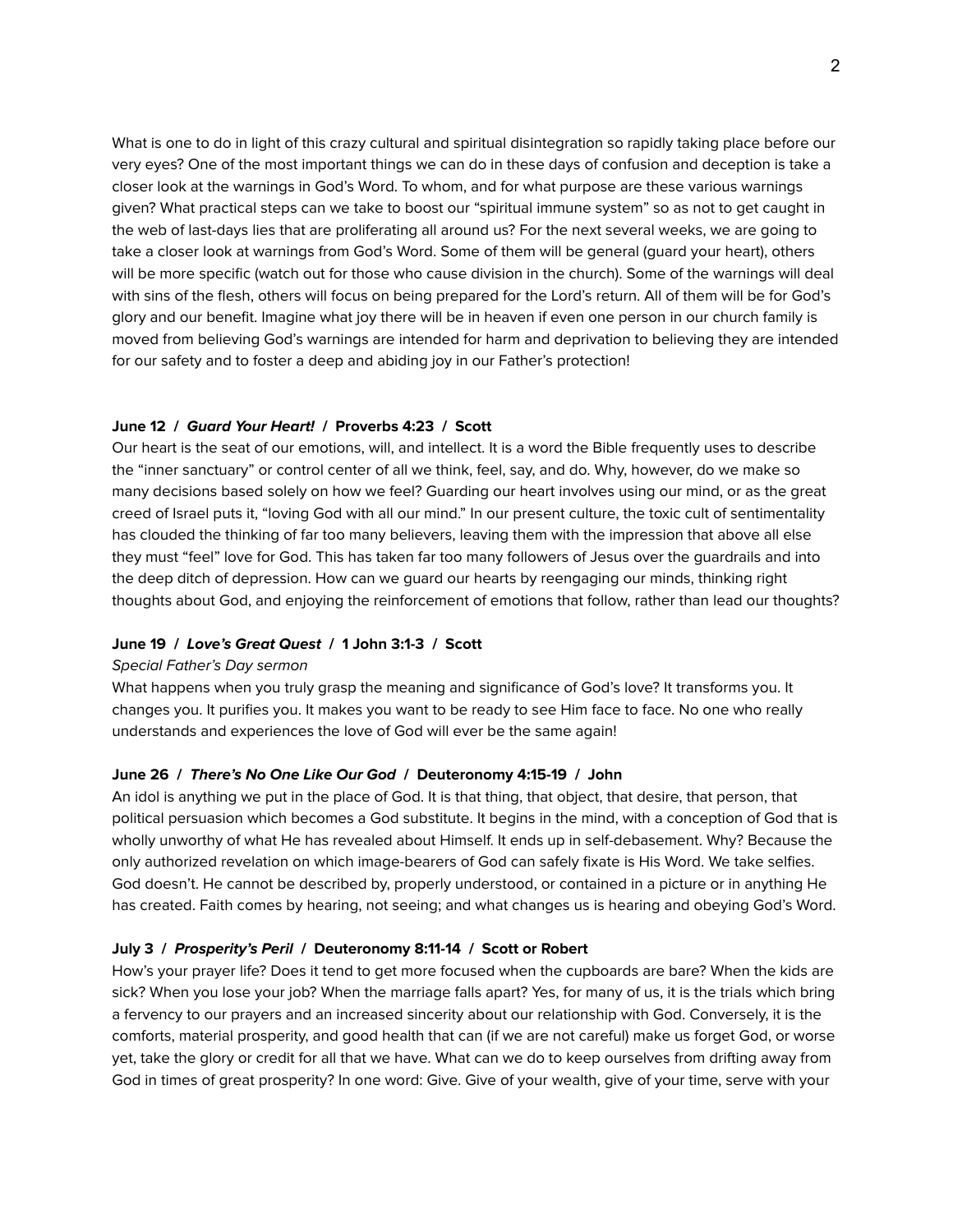What is one to do in light of this crazy cultural and spiritual disintegration so rapidly taking place before our very eyes? One of the most important things we can do in these days of confusion and deception is take a closer look at the warnings in God's Word. To whom, and for what purpose are these various warnings given? What practical steps can we take to boost our "spiritual immune system" so as not to get caught in the web of last-days lies that are proliferating all around us? For the next several weeks, we are going to take a closer look at warnings from God's Word. Some of them will be general (guard your heart), others will be more specific (watch out for those who cause division in the church). Some of the warnings will deal with sins of the flesh, others will focus on being prepared for the Lord's return. All of them will be for God's glory and our benefit. Imagine what joy there will be in heaven if even one person in our church family is moved from believing God's warnings are intended for harm and deprivation to believing they are intended for our safety and to foster a deep and abiding joy in our Father's protection!

**June 12 / *Guard Your Heart!* / Proverbs 4:23 / Scott**

Our heart is the seat of our emotions, will, and intellect. It is a word the Bible frequently uses to describe the "inner sanctuary" or control center of all we think, feel, say, and do. Why, however, do we make so many decisions based solely on how we feel? Guarding our heart involves using our mind, or as the great creed of Israel puts it, "loving God with all our mind." In our present culture, the toxic cult of sentimentality has clouded the thinking of far too many believers, leaving them with the impression that above all else they must "feel" love for God. This has taken far too many followers of Jesus over the guardrails and into the deep ditch of depression. How can we guard our hearts by reengaging our minds, thinking right thoughts about God, and enjoying the reinforcement of emotions that follow, rather than lead our thoughts?

**June 19 / *Love's Great Quest* / 1 John 3:1-3 / Scott**

*Special Father's Day sermon*

What happens when you truly grasp the meaning and significance of God's love? It transforms you. It changes you. It purifies you. It makes you want to be ready to see Him face to face. No one who really understands and experiences the love of God will ever be the same again!

**June 26 / *There's No One Like Our God* / Deuteronomy 4:15-19 / John**

An idol is anything we put in the place of God. It is that thing, that object, that desire, that person, that political persuasion which becomes a God substitute. It begins in the mind, with a conception of God that is wholly unworthy of what He has revealed about Himself. It ends up in self-debasement. Why? Because the only authorized revelation on which image-bearers of God can safely fixate is His Word. We take selfies. God doesn't. He cannot be described by, properly understood, or contained in a picture or in anything He has created. Faith comes by hearing, not seeing; and what changes us is hearing and obeying God's Word.

**July 3 / *Prosperity's Peril* / Deuteronomy 8:11-14 / Scott or Robert**

How's your prayer life? Does it tend to get more focused when the cupboards are bare? When the kids are sick? When you lose your job? When the marriage falls apart? Yes, for many of us, it is the trials which bring a fervency to our prayers and an increased sincerity about our relationship with God. Conversely, it is the comforts, material prosperity, and good health that can (if we are not careful) make us forget God, or worse yet, take the glory or credit for all that we have. What can we do to keep ourselves from drifting away from God in times of great prosperity? In one word: Give. Give of your wealth, give of your time, serve with your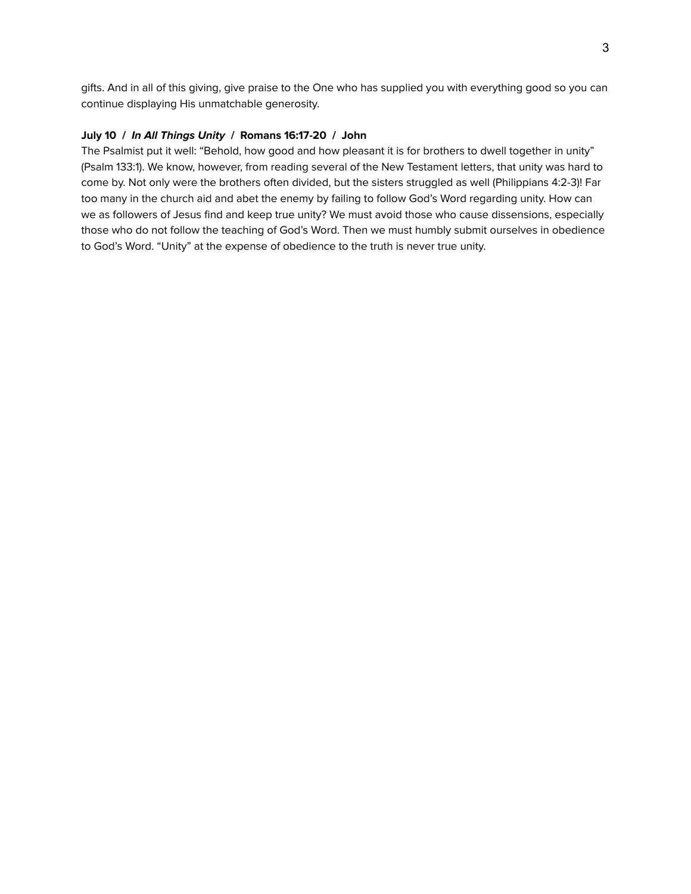gifts. And in all of this giving, give praise to the One who has supplied you with everything good so you can continue displaying His unmatchable generosity.

**July 10 / *In All Things Unity* / Romans 16:17-20 / John**

The Psalmist put it well: "Behold, how good and how pleasant it is for brothers to dwell together in unity" (Psalm 133:1). We know, however, from reading several of the New Testament letters, that unity was hard to come by. Not only were the brothers often divided, but the sisters struggled as well (Philippians 4:2-3)! Far too many in the church aid and abet the enemy by failing to follow God's Word regarding unity. How can we as followers of Jesus find and keep true unity? We must avoid those who cause dissensions, especially those who do not follow the teaching of God's Word. Then we must humbly submit ourselves in obedience to God's Word. "Unity" at the expense of obedience to the truth is never true unity.